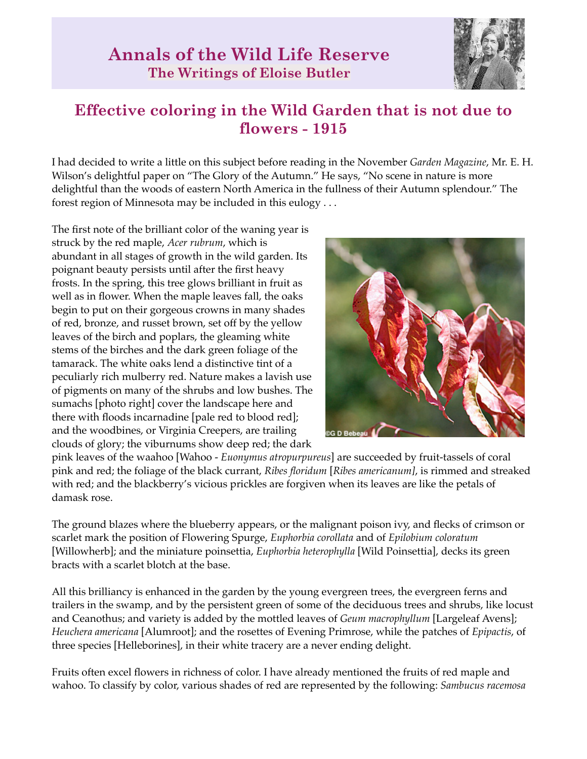# Annals of the Wild Life Reserve
## The Writings of Eloise Butler

## Effective coloring in the Wild Garden that is not due to flowers - 1915

I had decided to write a little on this subject before reading in the November *Garden Magazine*, Mr. E. H. Wilson's delightful paper on "The Glory of the Autumn." He says, "No scene in nature is more delightful than the woods of eastern North America in the fullness of their Autumn splendour." The forest region of Minnesota may be included in this eulogy . . .

The first note of the brilliant color of the waning year is struck by the red maple, *Acer rubrum*, which is abundant in all stages of growth in the wild garden. Its poignant beauty persists until after the first heavy frosts. In the spring, this tree glows brilliant in fruit as well as in flower. When the maple leaves fall, the oaks begin to put on their gorgeous crowns in many shades of red, bronze, and russet brown, set off by the yellow leaves of the birch and poplars, the gleaming white stems of the birches and the dark green foliage of the tamarack. The white oaks lend a distinctive tint of a peculiarly rich mulberry red. Nature makes a lavish use of pigments on many of the shrubs and low bushes. The sumachs [photo right] cover the landscape here and there with floods incarnadine [pale red to blood red]; and the woodbines, or Virginia Creepers, are trailing clouds of glory; the viburnums show deep red; the dark pink leaves of the waahoo [Wahoo - *Euonymus atropurpureus*] are succeeded by fruit-tassels of coral pink and red; the foliage of the black currant, *Ribes floridum* [*Ribes americanum]*, is rimmed and streaked with red; and the blackberry's vicious prickles are forgiven when its leaves are like the petals of damask rose.

©G D Bebeau

The ground blazes where the blueberry appears, or the malignant poison ivy, and flecks of crimson or scarlet mark the position of Flowering Spurge, *Euphorbia corollata* and of *Epilobium coloratum* [Willowherb]; and the miniature poinsettia, *Euphorbia heterophylla* [Wild Poinsettia], decks its green bracts with a scarlet blotch at the base.

All this brilliancy is enhanced in the garden by the young evergreen trees, the evergreen ferns and trailers in the swamp, and by the persistent green of some of the deciduous trees and shrubs, like locust and Ceanothus; and variety is added by the mottled leaves of *Geum macrophyllum* [Largeleaf Avens]; *Heuchera americana* [Alumroot]; and the rosettes of Evening Primrose, while the patches of *Epipactis*, of three species [Helleborines], in their white tracery are a never ending delight.

Fruits often excel flowers in richness of color. I have already mentioned the fruits of red maple and wahoo. To classify by color, various shades of red are represented by the following: *Sambucus racemosa*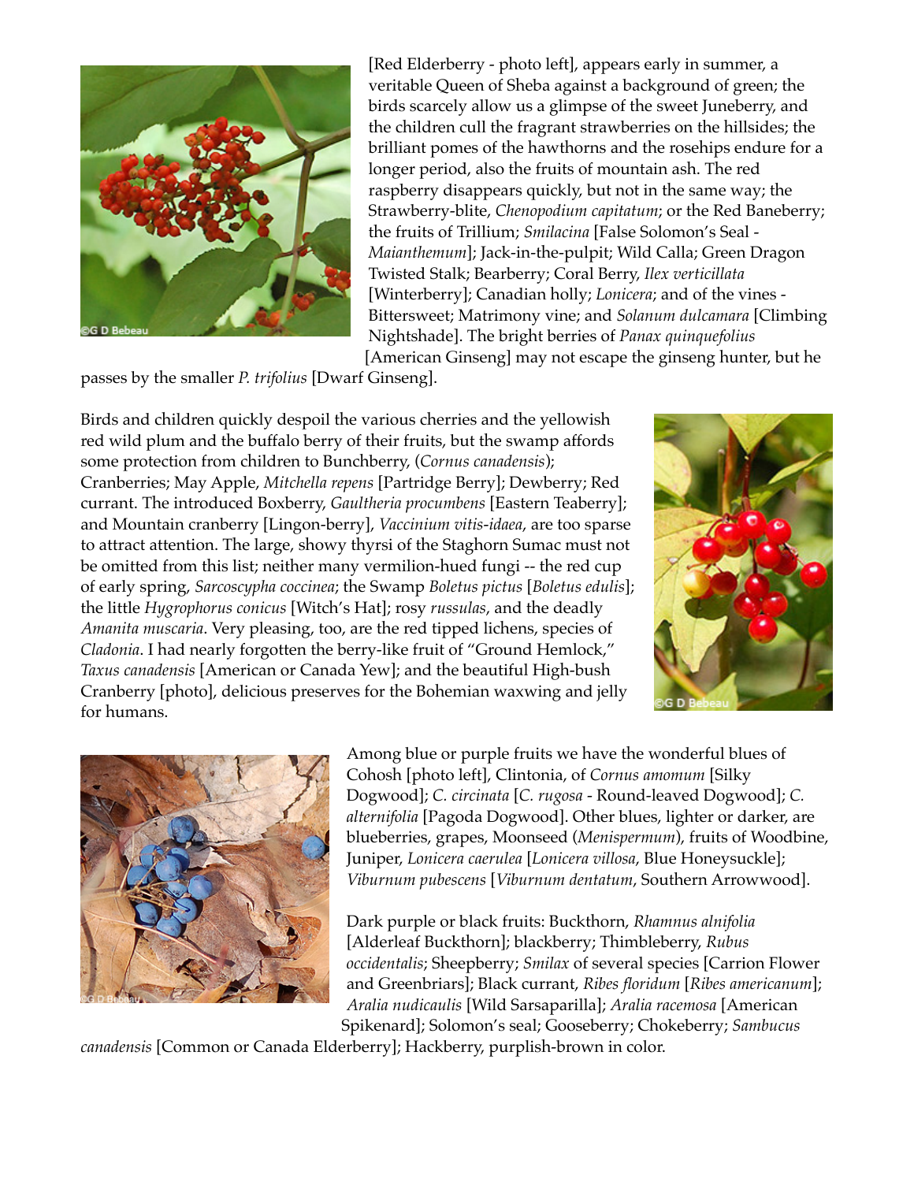[Red Elderberry - photo left], appears early in summer, a veritable Queen of Sheba against a background of green; the birds scarcely allow us a glimpse of the sweet Juneberry, and the children cull the fragrant strawberries on the hillsides; the brilliant pomes of the hawthorns and the rosehips endure for a longer period, also the fruits of mountain ash. The red raspberry disappears quickly, but not in the same way; the Strawberry-blite, *Chenopodium capitatum*; or the Red Baneberry; the fruits of Trillium; *Smilacina* [False Solomon's Seal - *Maianthemum*]; Jack-in-the-pulpit; Wild Calla; Green Dragon Twisted Stalk; Bearberry; Coral Berry, *Ilex verticillata* [Winterberry]; Canadian holly; *Lonicera*; and of the vines - Bittersweet; Matrimony vine; and *Solanum dulcamara* [Climbing Nightshade]. The bright berries of *Panax quinquefolius* [American Ginseng] may not escape the ginseng hunter, but he passes by the smaller *P. trifolius* [Dwarf Ginseng].

Birds and children quickly despoil the various cherries and the yellowish red wild plum and the buffalo berry of their fruits, but the swamp affords some protection from children to Bunchberry, (*Cornus canadensis*); Cranberries; May Apple, *Mitchella repens* [Partridge Berry]; Dewberry; Red currant. The introduced Boxberry, *Gaultheria procumbens* [Eastern Teaberry]; and Mountain cranberry [Lingon-berry], *Vaccinium vitis-idaea*, are too sparse to attract attention. The large, showy thyrsi of the Staghorn Sumac must not be omitted from this list; neither many vermilion-hued fungi -- the red cup of early spring, *Sarcoscypha coccinea*; the Swamp *Boletus pictus* [*Boletus edulis*]; the little *Hygrophorus conicus* [Witch's Hat]; rosy *russulas*, and the deadly *Amanita muscaria*. Very pleasing, too, are the red tipped lichens, species of *Cladonia*. I had nearly forgotten the berry-like fruit of "Ground Hemlock," *Taxus canadensis* [American or Canada Yew]; and the beautiful High-bush Cranberry [photo], delicious preserves for the Bohemian waxwing and jelly for humans.

Among blue or purple fruits we have the wonderful blues of Cohosh [photo left], Clintonia, of *Cornus amomum* [Silky Dogwood]; *C. circinata* [*C. rugosa* - Round-leaved Dogwood]; *C. alternifolia* [Pagoda Dogwood]. Other blues, lighter or darker, are blueberries, grapes, Moonseed (*Menispermum*), fruits of Woodbine, Juniper, *Lonicera caerulea* [*Lonicera villosa*, Blue Honeysuckle]; *Viburnum pubescens* [*Viburnum dentatum*, Southern Arrowwood].

Dark purple or black fruits: Buckthorn, *Rhamnus alnifolia* [Alderleaf Buckthorn]; blackberry; Thimbleberry, *Rubus occidentalis*; Sheepberry; *Smilax* of several species [Carrion Flower and Greenbriars]; Black currant, *Ribes floridum* [*Ribes americanum*]; *Aralia nudicaulis* [Wild Sarsaparilla]; *Aralia racemosa* [American Spikenard]; Solomon's seal; Gooseberry; Chokeberry; *Sambucus canadensis* [Common or Canada Elderberry]; Hackberry, purplish-brown in color.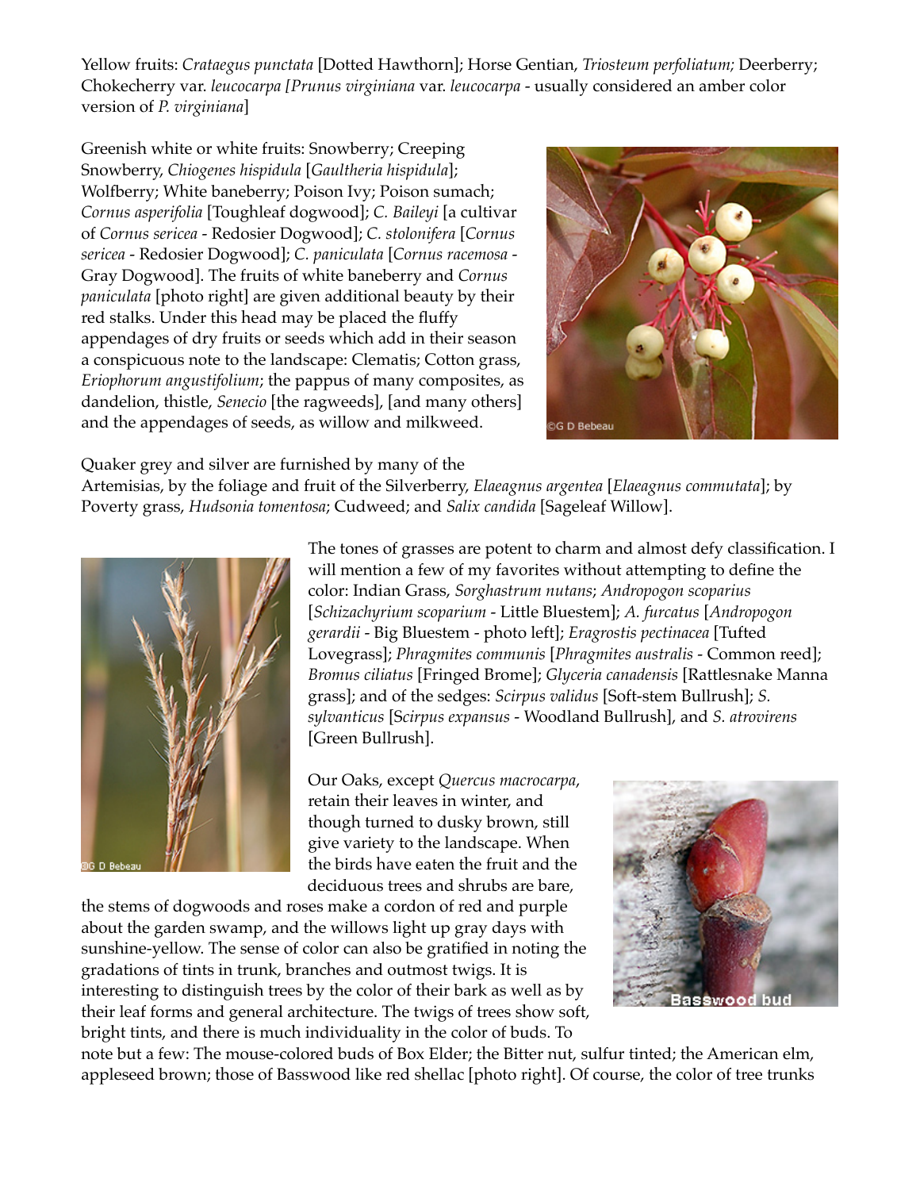Yellow fruits: *Crataegus punctata* [Dotted Hawthorn]; Horse Gentian, *Triosteum perfoliatum;* Deerberry; Chokecherry var. *leucocarpa [Prunus virginiana* var. *leucocarpa* - usually considered an amber color version of *P. virginiana*]

Greenish white or white fruits: Snowberry; Creeping Snowberry, *Chiogenes hispidula* [*Gaultheria hispidula*]; Wolfberry; White baneberry; Poison Ivy; Poison sumach; *Cornus asperifolia* [Toughleaf dogwood]; *C. Baileyi* [a cultivar of *Cornus sericea* - Redosier Dogwood]; *C. stolonifera* [*Cornus sericea* - Redosier Dogwood]; *C. paniculata* [*Cornus racemosa* - Gray Dogwood]. The fruits of white baneberry and *Cornus paniculata* [photo right] are given additional beauty by their red stalks. Under this head may be placed the fluffy appendages of dry fruits or seeds which add in their season a conspicuous note to the landscape: Clematis; Cotton grass, *Eriophorum angustifolium*; the pappus of many composites, as dandelion, thistle, *Senecio* [the ragweeds], [and many others] and the appendages of seeds, as willow and milkweed.

©G D Bebeau

Quaker grey and silver are furnished by many of the Artemisias, by the foliage and fruit of the Silverberry, *Elaeagnus argentea* [*Elaeagnus commutata*]; by Poverty grass, *Hudsonia tomentosa*; Cudweed; and *Salix candida* [Sageleaf Willow].

©G D Bebeau

The tones of grasses are potent to charm and almost defy classification. I will mention a few of my favorites without attempting to define the color: Indian Grass, *Sorghastrum nutans*; *Andropogon scoparius* [*Schizachyrium scoparium* - Little Bluestem]; *A. furcatus* [*Andropogon gerardii* - Big Bluestem - photo left]; *Eragrostis pectinacea* [Tufted Lovegrass]; *Phragmites communis* [*Phragmites australis* - Common reed]; *Bromus ciliatus* [Fringed Brome]; *Glyceria canadensis* [Rattlesnake Manna grass]; and of the sedges: *Scirpus validus* [Soft-stem Bullrush]; *S. sylvanticus* [*Scirpus expansus* - Woodland Bullrush], and *S. atrovirens* [Green Bullrush].

Our Oaks, except *Quercus macrocarpa*, retain their leaves in winter, and though turned to dusky brown, still give variety to the landscape. When the birds have eaten the fruit and the deciduous trees and shrubs are bare, the stems of dogwoods and roses make a cordon of red and purple about the garden swamp, and the willows light up gray days with sunshine-yellow. The sense of color can also be gratified in noting the gradations of tints in trunk, branches and outmost twigs. It is interesting to distinguish trees by the color of their bark as well as by their leaf forms and general architecture. The twigs of trees show soft, bright tints, and there is much individuality in the color of buds. To note but a few: The mouse-colored buds of Box Elder; the Bitter nut, sulfur tinted; the American elm, appleseed brown; those of Basswood like red shellac [photo right]. Of course, the color of tree trunks

Basswood bud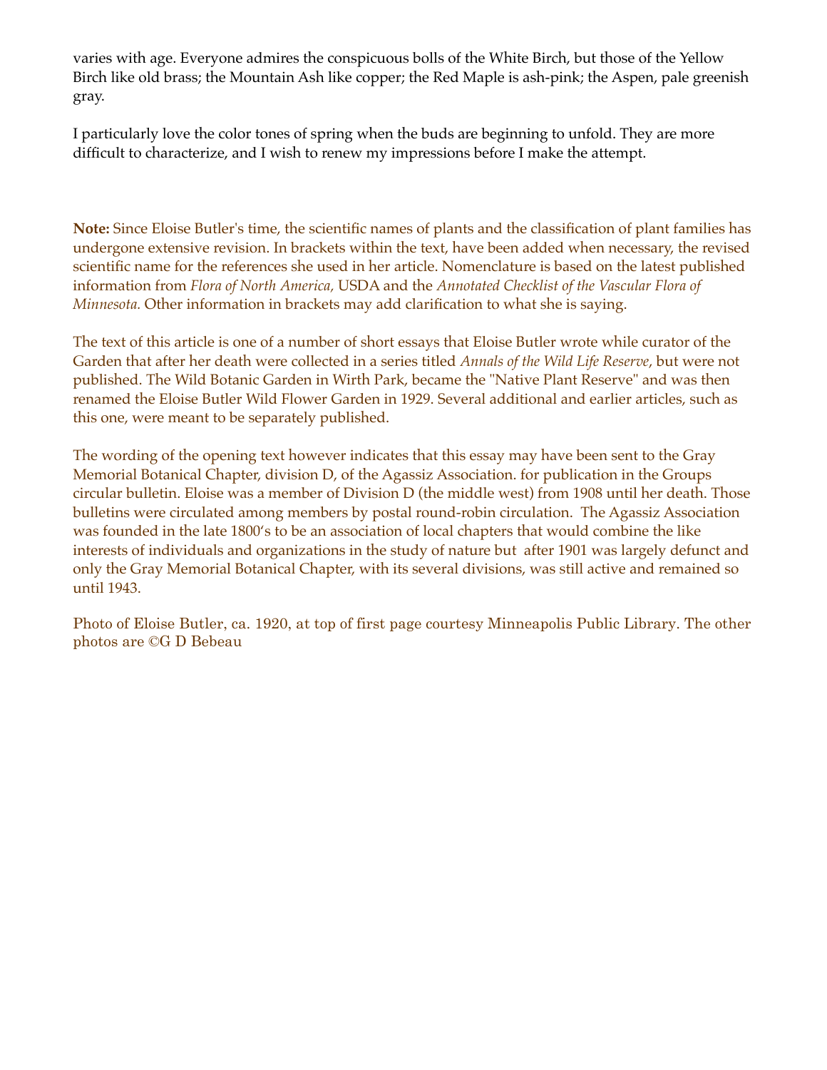varies with age. Everyone admires the conspicuous bolls of the White Birch, but those of the Yellow Birch like old brass; the Mountain Ash like copper; the Red Maple is ash-pink; the Aspen, pale greenish gray.

I particularly love the color tones of spring when the buds are beginning to unfold. They are more difficult to characterize, and I wish to renew my impressions before I make the attempt.

**Note:** Since Eloise Butler's time, the scientific names of plants and the classification of plant families has undergone extensive revision. In brackets within the text, have been added when necessary, the revised scientific name for the references she used in her article. Nomenclature is based on the latest published information from *Flora of North America,* USDA and the *Annotated Checklist of the Vascular Flora of Minnesota.* Other information in brackets may add clarification to what she is saying.

The text of this article is one of a number of short essays that Eloise Butler wrote while curator of the Garden that after her death were collected in a series titled *Annals of the Wild Life Reserve*, but were not published. The Wild Botanic Garden in Wirth Park, became the "Native Plant Reserve" and was then renamed the Eloise Butler Wild Flower Garden in 1929. Several additional and earlier articles, such as this one, were meant to be separately published.

The wording of the opening text however indicates that this essay may have been sent to the Gray Memorial Botanical Chapter, division D, of the Agassiz Association. for publication in the Groups circular bulletin. Eloise was a member of Division D (the middle west) from 1908 until her death. Those bulletins were circulated among members by postal round-robin circulation. The Agassiz Association was founded in the late 1800's to be an association of local chapters that would combine the like interests of individuals and organizations in the study of nature but after 1901 was largely defunct and only the Gray Memorial Botanical Chapter, with its several divisions, was still active and remained so until 1943.

Photo of Eloise Butler, ca. 1920, at top of first page courtesy Minneapolis Public Library. The other photos are ©G D Bebeau